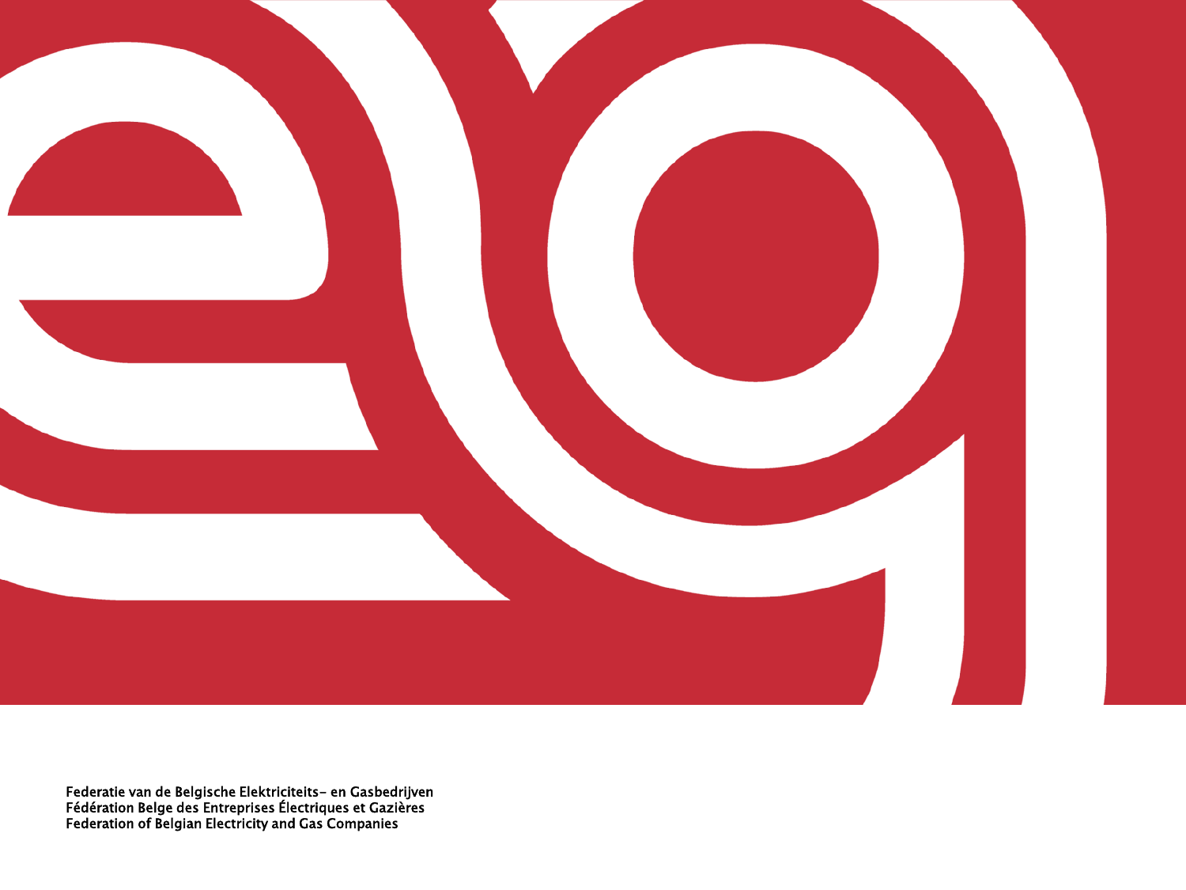Federatie van de Belgische Elektriciteits- en Gasbedrijven
Fédération Belge des Entreprises Électriques et Gazières
Federation of Belgian Electricity and Gas Companies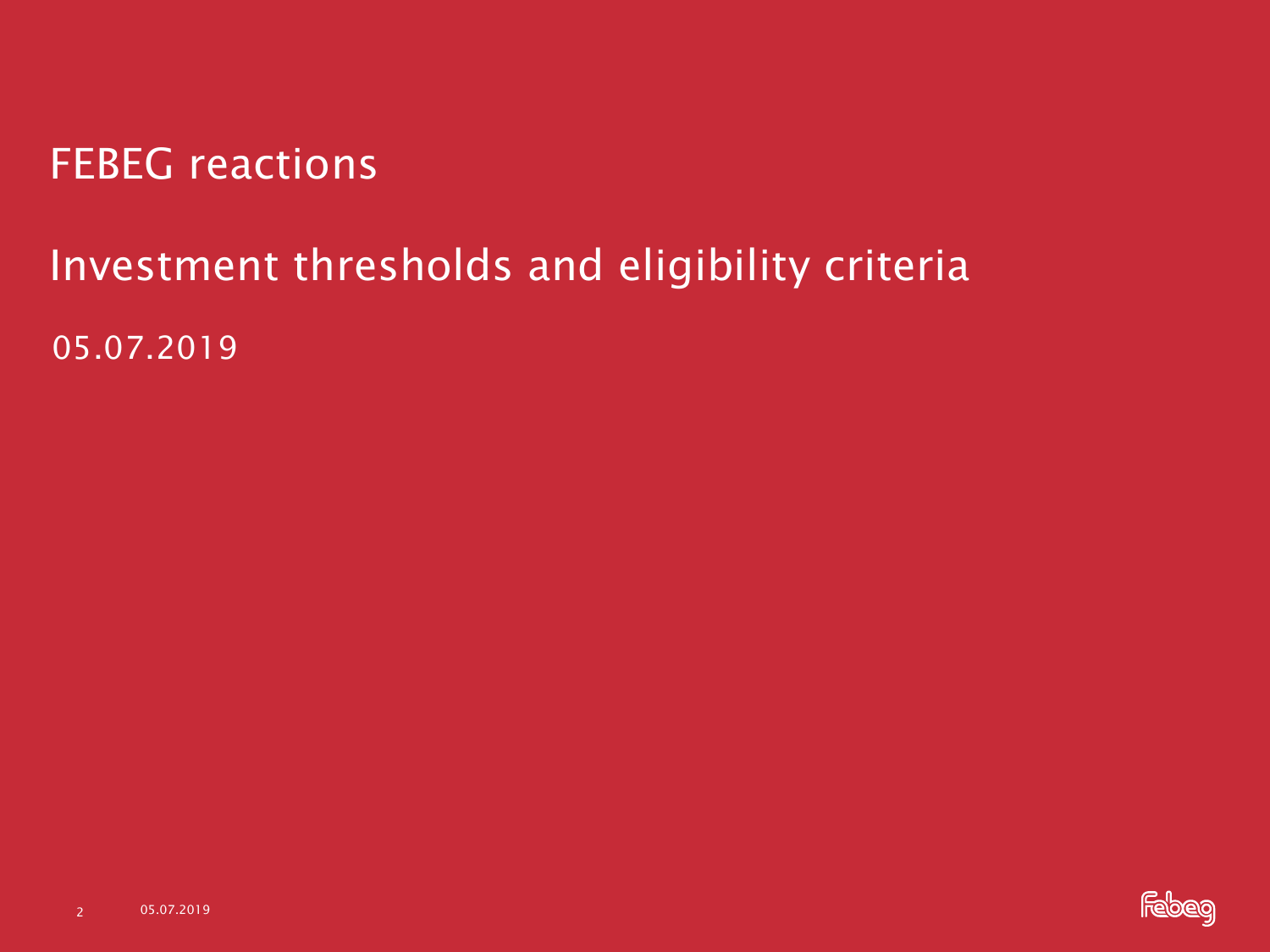# FEBEG reactions

## Investment thresholds and eligibility criteria

05.07.2019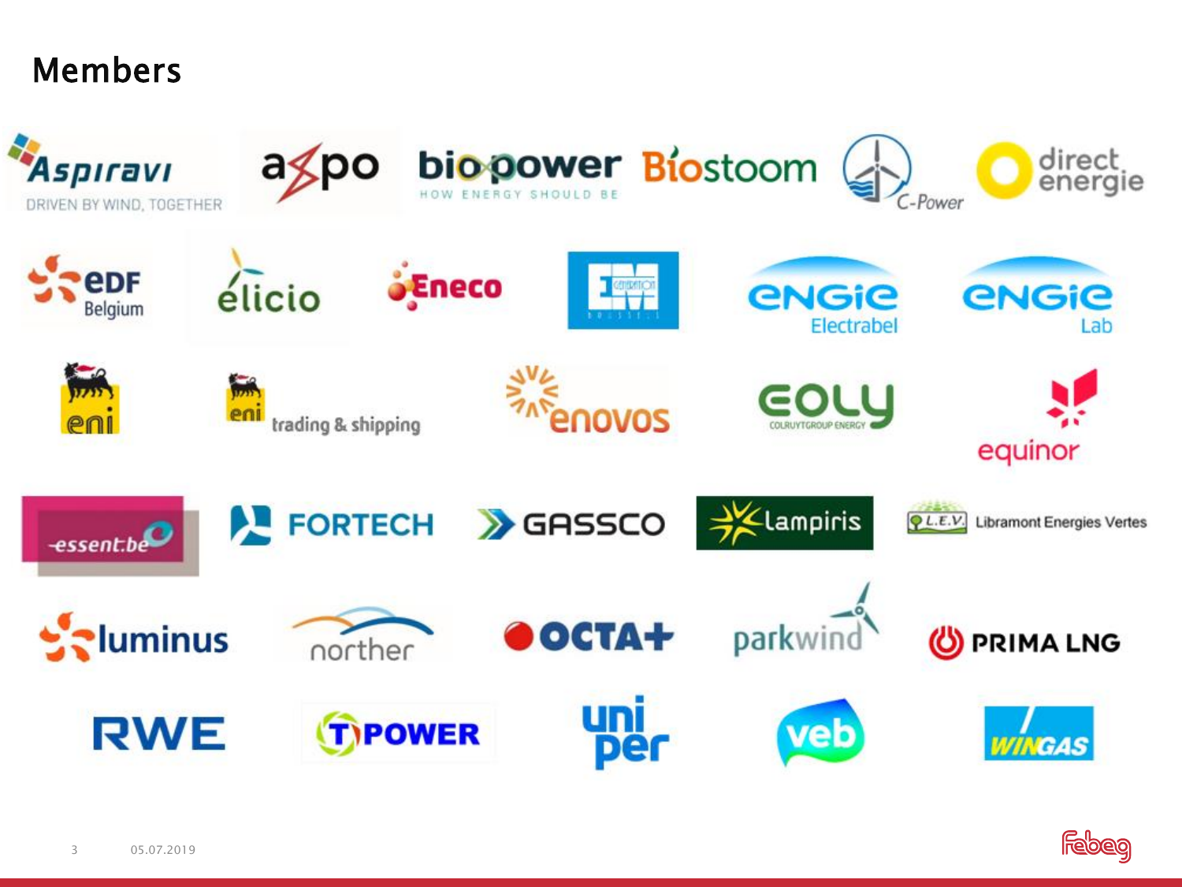# Members

Aspiravi – DRIVEN BY WIND, TOGETHER
axpo
biopower – HOW ENERGY SHOULD BE
Biostoom
C-Power
direct energie

EDF Belgium
élicio
Eneco
EM Generation
ENGIE Electrabel
ENGIE Lab

eni
eni trading & shipping
enovos
EOLY – COLRUYTGROUP ENERGY
equinor

essent.be
FORTECH
GASSCO
lampiris
L.E.V. Libramont Energies Vertes

luminus
norther
OCTA+
parkwind
PRIMA LNG

RWE
T-POWER
uniper
veb
WINGAS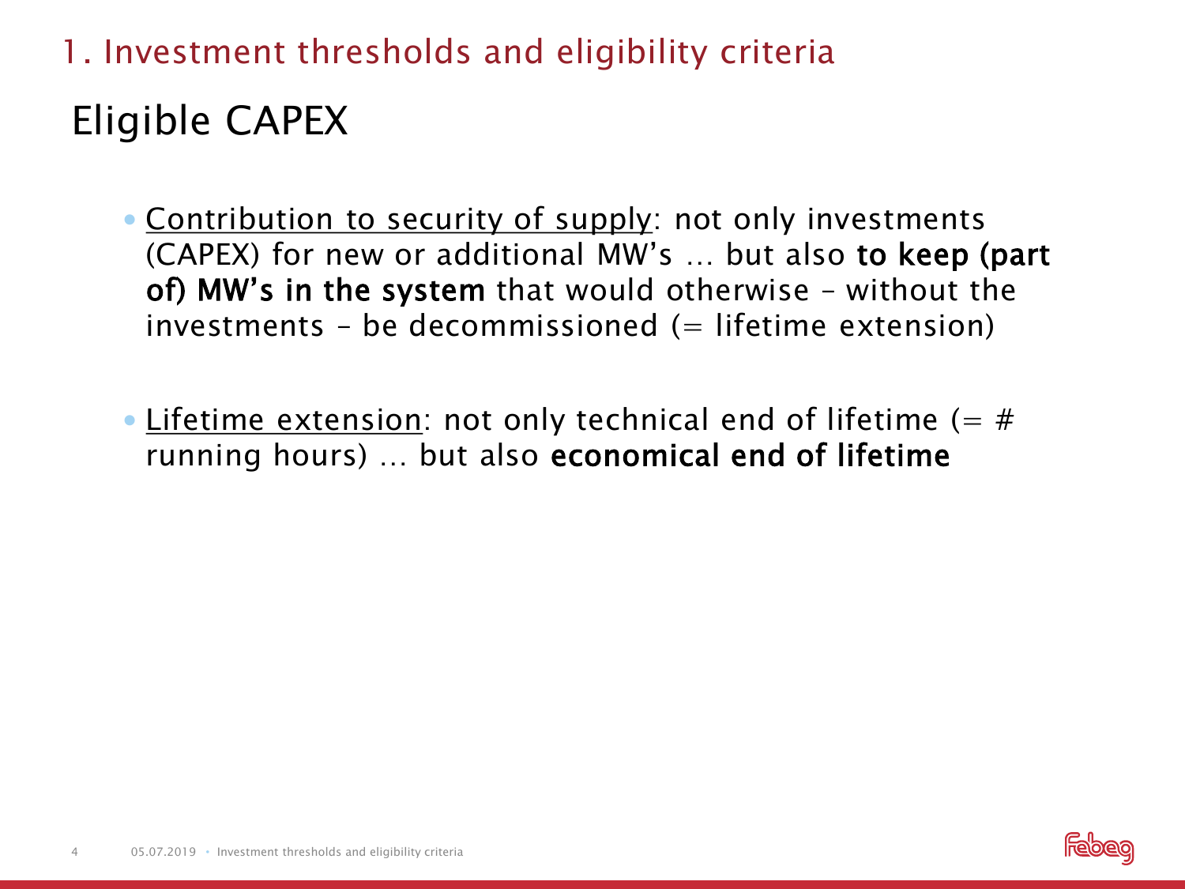## 1. Investment thresholds and eligibility criteria

# Eligible CAPEX

- Contribution to security of supply: not only investments (CAPEX) for new or additional MW's … but also **to keep (part of) MW's in the system** that would otherwise – without the investments – be decommissioned (= lifetime extension)

- Lifetime extension: not only technical end of lifetime (= # running hours) … but also **economical end of lifetime**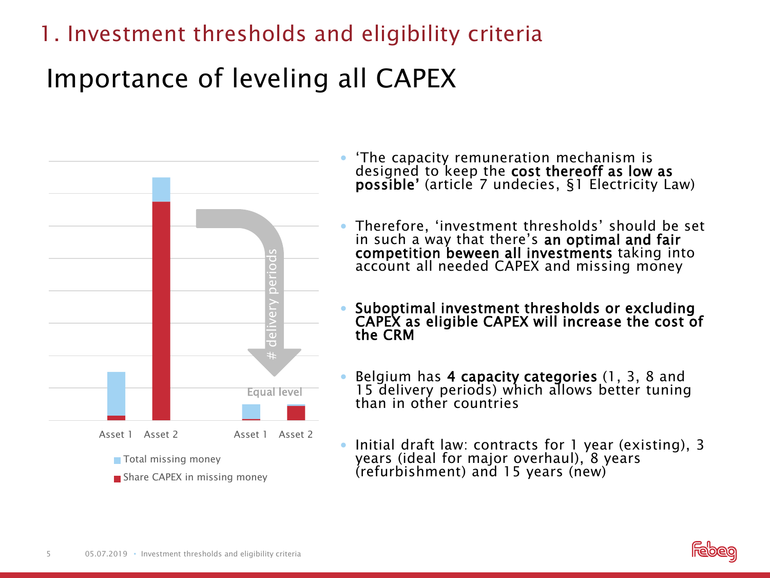# 1. Investment thresholds and eligibility criteria

## Importance of leveling all CAPEX

Asset 1 Asset 2 Asset 1 Asset 2

\# delivery periods

Equal level

- Total missing money
- Share CAPEX in missing money

- 'The capacity remuneration mechanism is designed to keep the **cost thereoff as low as possible'** (article 7 undecies, §1 Electricity Law)
- Therefore, 'investment thresholds' should be set in such a way that there's **an optimal and fair competition beween all investments** taking into account all needed CAPEX and missing money
- **Suboptimal investment thresholds or excluding CAPEX as eligible CAPEX will increase the cost of the CRM**
- Belgium has **4 capacity categories** (1, 3, 8 and 15 delivery periods) which allows better tuning than in other countries
- Initial draft law: contracts for 1 year (existing), 3 years (ideal for major overhaul), 8 years (refurbishment) and 15 years (new)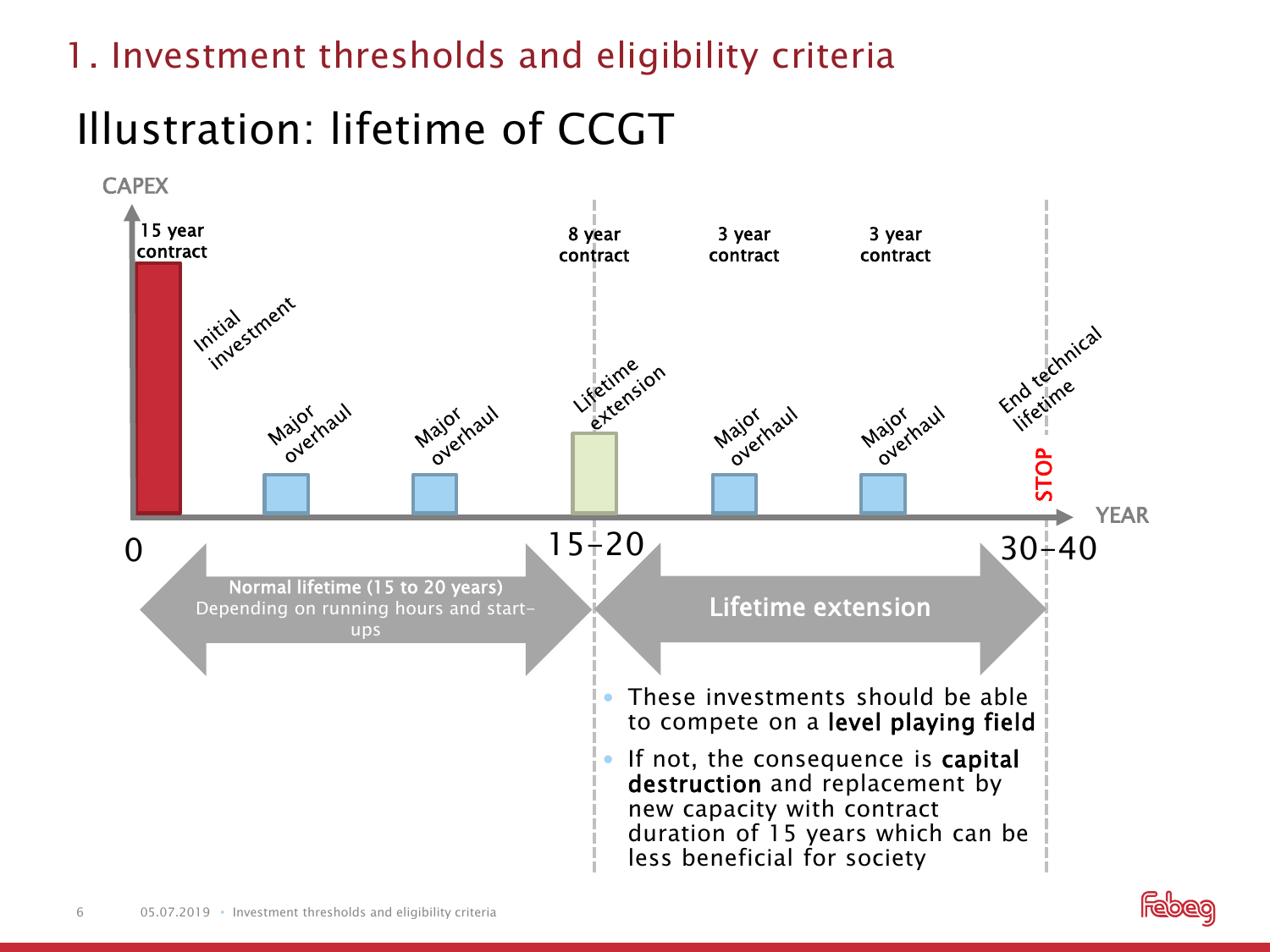## 1. Investment thresholds and eligibility criteria

# Illustration: lifetime of CCGT

CAPEX

15 year contract — Initial investment

Major overhaul

Major overhaul

8 year contract — Lifetime extension

3 year contract — Major overhaul

3 year contract — Major overhaul

End technical lifetime — STOP

YEAR

0 — 15-20 — 30-40

**Normal lifetime (15 to 20 years)**
Depending on running hours and start-ups

**Lifetime extension**

- These investments should be able to compete on a **level playing field**
- If not, the consequence is **capital destruction** and replacement by new capacity with contract duration of 15 years which can be less beneficial for society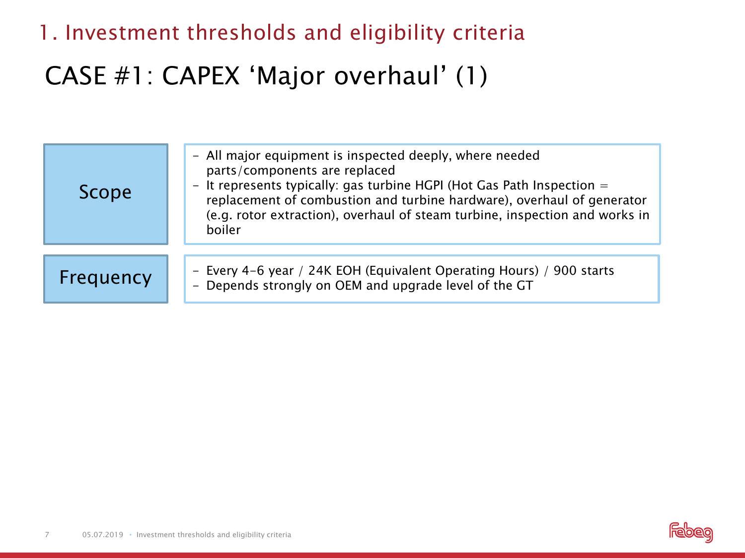## 1. Investment thresholds and eligibility criteria

# CASE #1: CAPEX 'Major overhaul' (1)

| | |
|---|---|
| Scope | - All major equipment is inspected deeply, where needed parts/components are replaced<br>- It represents typically: gas turbine HGPI (Hot Gas Path Inspection = replacement of combustion and turbine hardware), overhaul of generator (e.g. rotor extraction), overhaul of steam turbine, inspection and works in boiler |
| Frequency | - Every 4-6 year / 24K EOH (Equivalent Operating Hours) / 900 starts<br>- Depends strongly on OEM and upgrade level of the GT |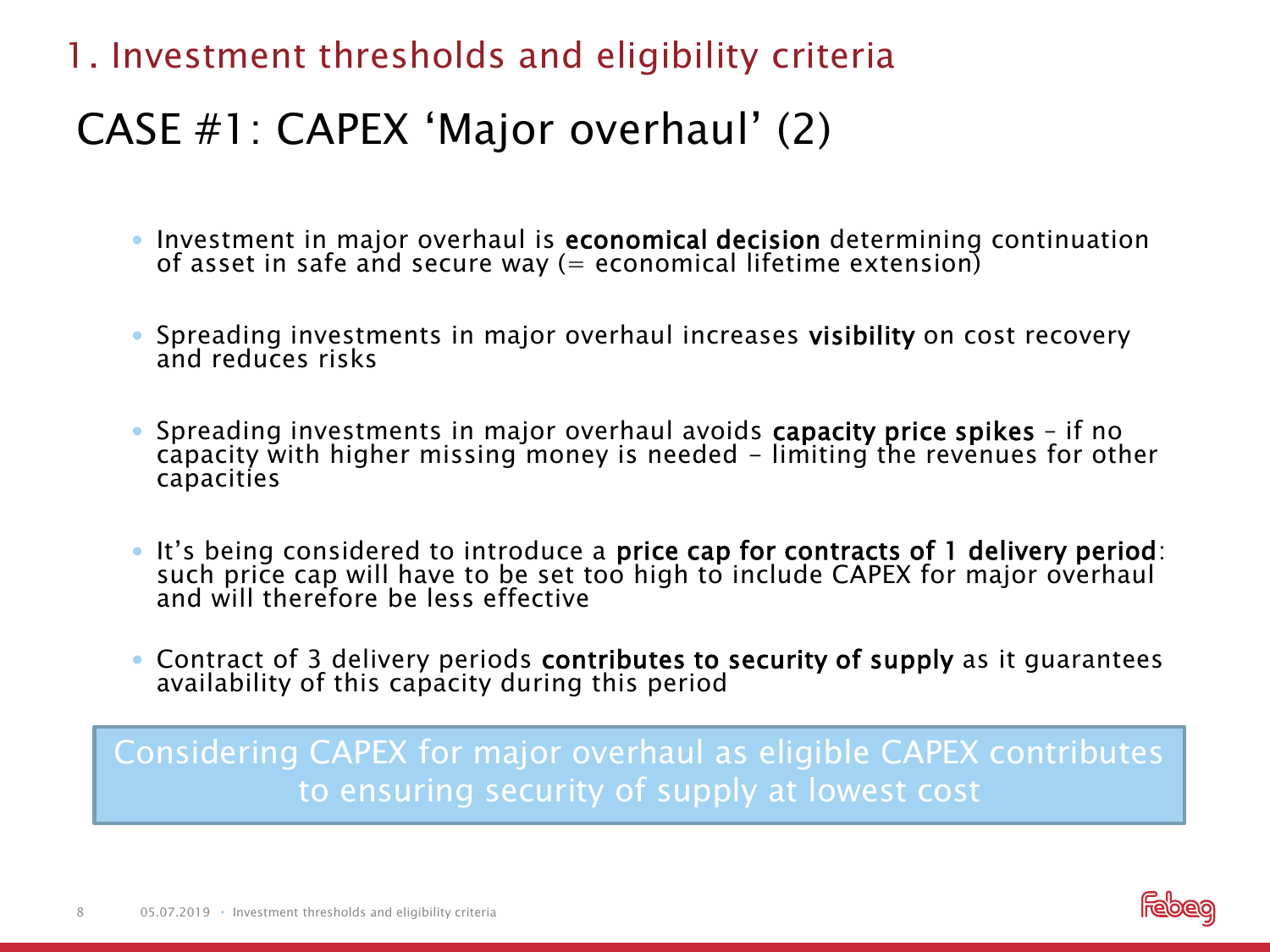## 1. Investment thresholds and eligibility criteria

# CASE #1: CAPEX 'Major overhaul' (2)

- Investment in major overhaul is **economical decision** determining continuation of asset in safe and secure way (= economical lifetime extension)
- Spreading investments in major overhaul increases **visibility** on cost recovery and reduces risks
- Spreading investments in major overhaul avoids **capacity price spikes** – if no capacity with higher missing money is needed – limiting the revenues for other capacities
- It's being considered to introduce a **price cap for contracts of 1 delivery period**: such price cap will have to be set too high to include CAPEX for major overhaul and will therefore be less effective
- Contract of 3 delivery periods **contributes to security of supply** as it guarantees availability of this capacity during this period

Considering CAPEX for major overhaul as eligible CAPEX contributes to ensuring security of supply at lowest cost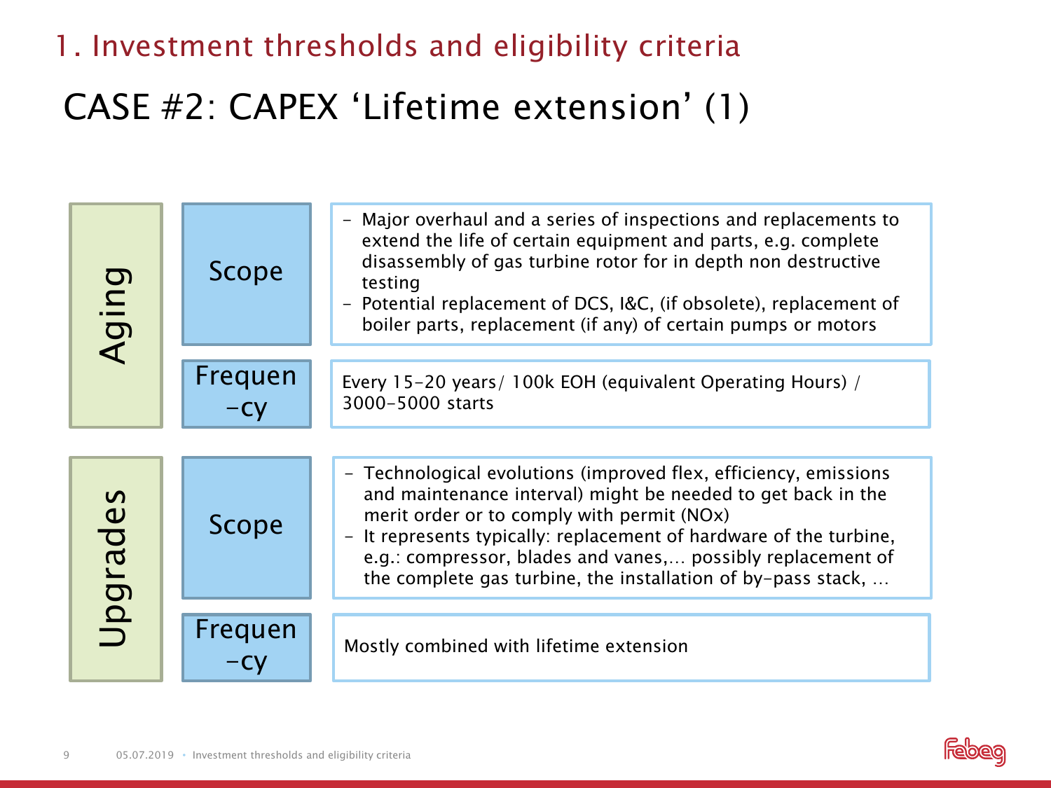# 1. Investment thresholds and eligibility criteria

## CASE #2: CAPEX 'Lifetime extension' (1)

| | | |
|---|---|---|
| Aging | Scope | - Major overhaul and a series of inspections and replacements to extend the life of certain equipment and parts, e.g. complete disassembly of gas turbine rotor for in depth non destructive testing<br>- Potential replacement of DCS, I&C, (if obsolete), replacement of boiler parts, replacement (if any) of certain pumps or motors |
| | Frequency | Every 15-20 years/ 100k EOH (equivalent Operating Hours) / 3000-5000 starts |
| Upgrades | Scope | - Technological evolutions (improved flex, efficiency, emissions and maintenance interval) might be needed to get back in the merit order or to comply with permit (NOx)<br>- It represents typically: replacement of hardware of the turbine, e.g.: compressor, blades and vanes,… possibly replacement of the complete gas turbine, the installation of by-pass stack, … |
| | Frequency | Mostly combined with lifetime extension |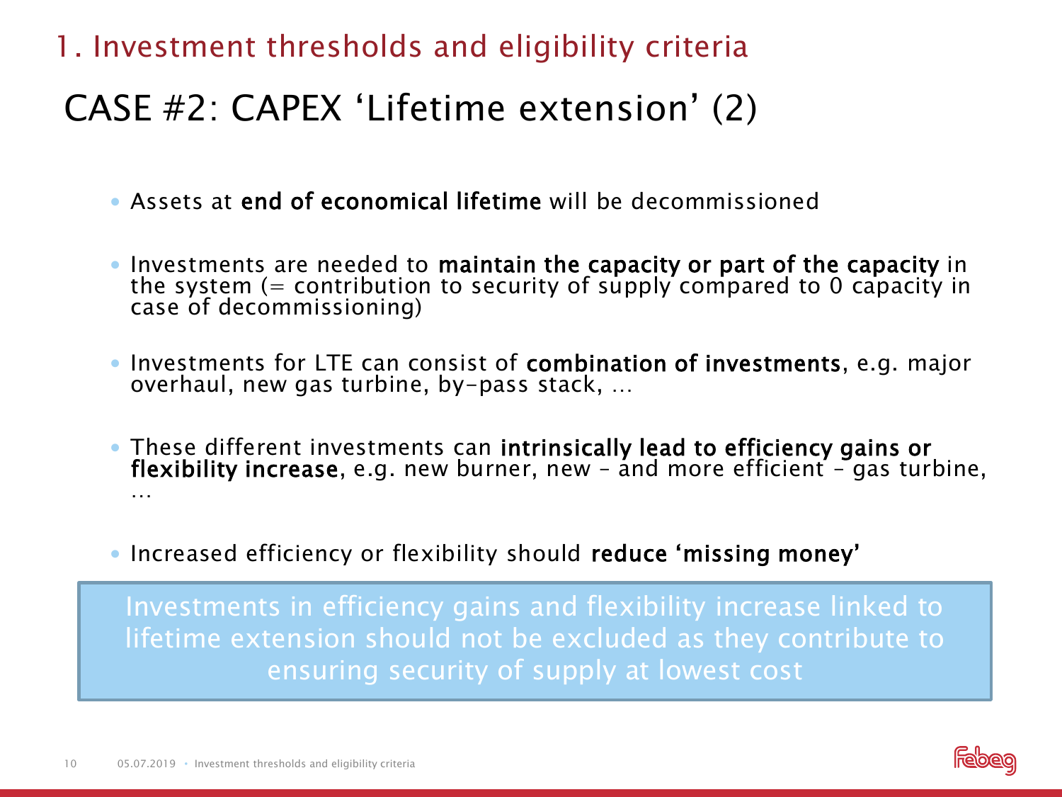## 1. Investment thresholds and eligibility criteria

# CASE #2: CAPEX ‘Lifetime extension’ (2)

- Assets at **end of economical lifetime** will be decommissioned
- Investments are needed to **maintain the capacity or part of the capacity** in the system (= contribution to security of supply compared to 0 capacity in case of decommissioning)
- Investments for LTE can consist of **combination of investments**, e.g. major overhaul, new gas turbine, by-pass stack, …
- These different investments can **intrinsically lead to efficiency gains or flexibility increase**, e.g. new burner, new – and more efficient – gas turbine, …
- Increased efficiency or flexibility should **reduce ‘missing money’**

> Investments in efficiency gains and flexibility increase linked to lifetime extension should not be excluded as they contribute to ensuring security of supply at lowest cost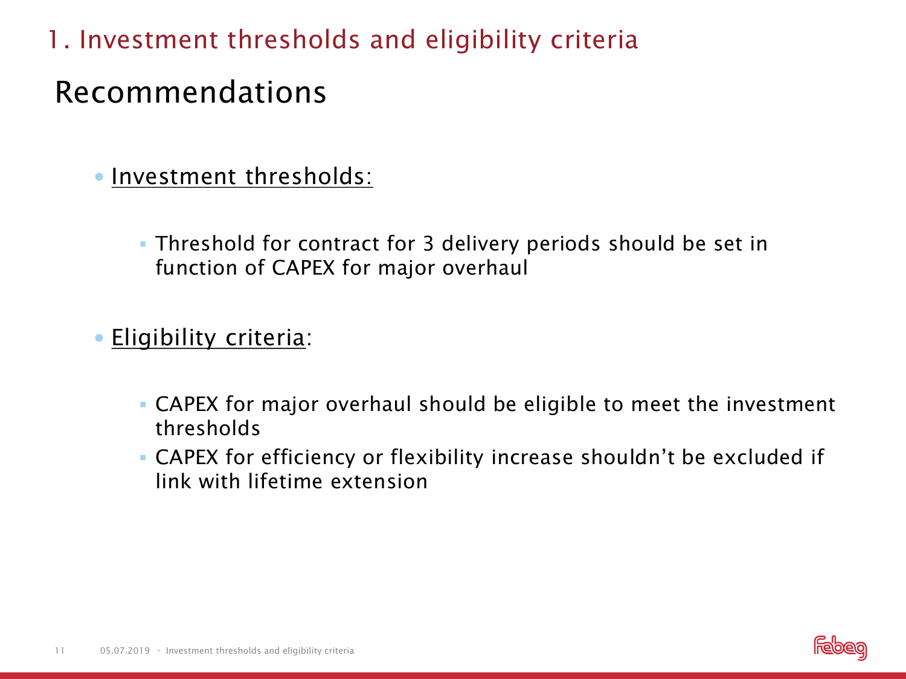# 1. Investment thresholds and eligibility criteria

## Recommendations

- Investment thresholds:
  - Threshold for contract for 3 delivery periods should be set in function of CAPEX for major overhaul
- Eligibility criteria:
  - CAPEX for major overhaul should be eligible to meet the investment thresholds
  - CAPEX for efficiency or flexibility increase shouldn’t be excluded if link with lifetime extension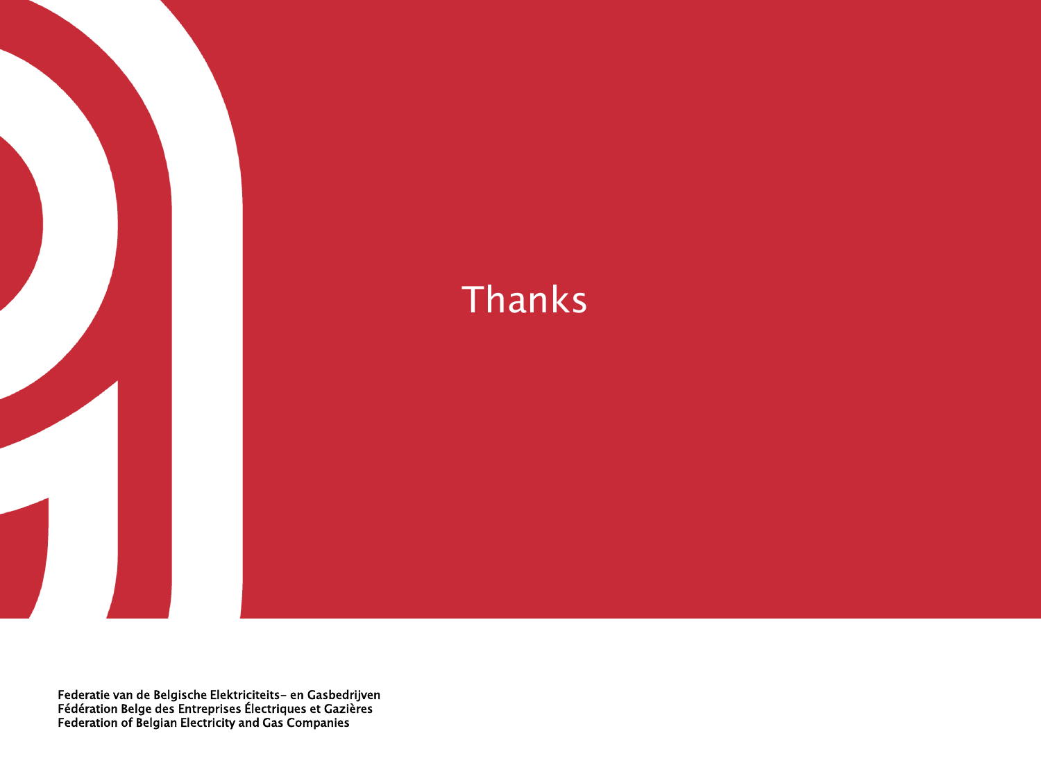# Thanks

Federatie van de Belgische Elektriciteits- en Gasbedrijven
Fédération Belge des Entreprises Électriques et Gazières
Federation of Belgian Electricity and Gas Companies